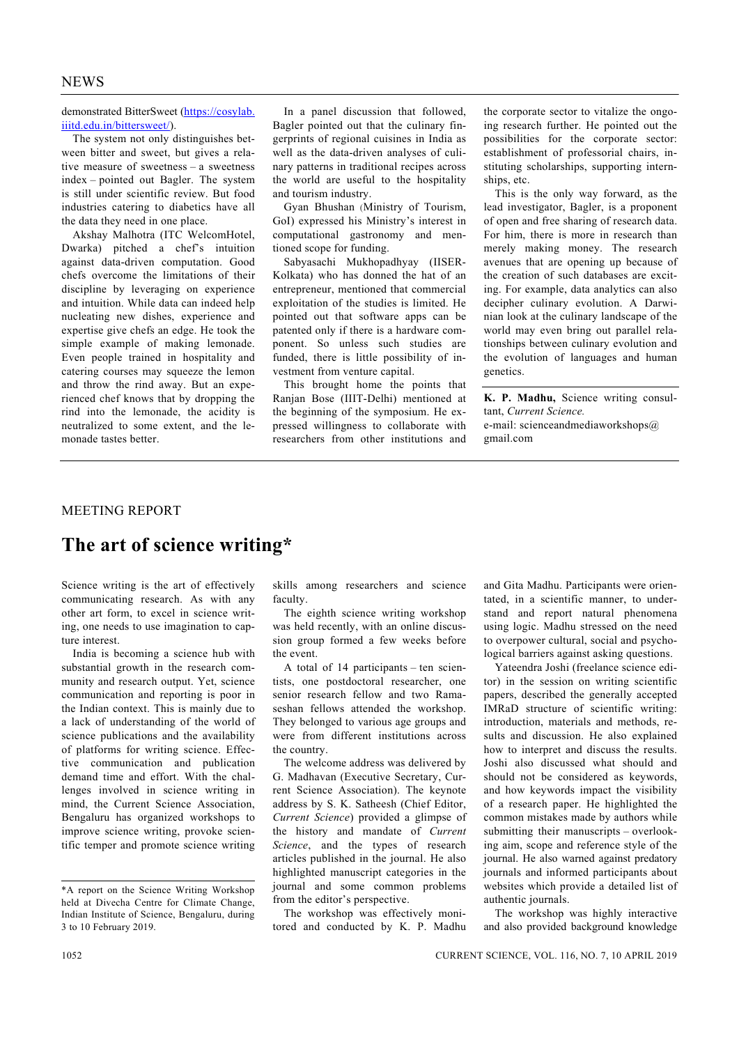demonstrated BitterSweet (https://cosylab.iiitd.edu.in/bittersweet/).

The system not only distinguishes between bitter and sweet, but gives a relative measure of sweetness – a sweetness index – pointed out Bagler. The system is still under scientific review. But food industries catering to diabetics have all the data they need in one place.

Akshay Malhotra (ITC WelcomHotel, Dwarka) pitched a chef's intuition against data-driven computation. Good chefs overcome the limitations of their discipline by leveraging on experience and intuition. While data can indeed help nucleating new dishes, experience and expertise give chefs an edge. He took the simple example of making lemonade. Even people trained in hospitality and catering courses may squeeze the lemon and throw the rind away. But an experienced chef knows that by dropping the rind into the lemonade, the acidity is neutralized to some extent, and the lemonade tastes better.

In a panel discussion that followed, Bagler pointed out that the culinary fingerprints of regional cuisines in India as well as the data-driven analyses of culinary patterns in traditional recipes across the world are useful to the hospitality and tourism industry.

Gyan Bhushan (Ministry of Tourism, GoI) expressed his Ministry's interest in computational gastronomy and mentioned scope for funding.

Sabyasachi Mukhopadhyay (IISER-Kolkata) who has donned the hat of an entrepreneur, mentioned that commercial exploitation of the studies is limited. He pointed out that software apps can be patented only if there is a hardware component. So unless such studies are funded, there is little possibility of investment from venture capital.

This brought home the points that Ranjan Bose (IIIT-Delhi) mentioned at the beginning of the symposium. He expressed willingness to collaborate with researchers from other institutions and the corporate sector to vitalize the ongoing research further. He pointed out the possibilities for the corporate sector: establishment of professorial chairs, instituting scholarships, supporting internships, etc.

This is the only way forward, as the lead investigator, Bagler, is a proponent of open and free sharing of research data. For him, there is more in research than merely making money. The research avenues that are opening up because of the creation of such databases are exciting. For example, data analytics can also decipher culinary evolution. A Darwinian look at the culinary landscape of the world may even bring out parallel relationships between culinary evolution and the evolution of languages and human genetics.

**K. P. Madhu,** Science writing consultant, *Current Science.*
e-mail: scienceandmediaworkshops@gmail.com

---

MEETING REPORT

# The art of science writing*

Science writing is the art of effectively communicating research. As with any other art form, to excel in science writing, one needs to use imagination to capture interest.

India is becoming a science hub with substantial growth in the research community and research output. Yet, science communication and reporting is poor in the Indian context. This is mainly due to a lack of understanding of the world of science publications and the availability of platforms for writing science. Effective communication and publication demand time and effort. With the challenges involved in science writing in mind, the Current Science Association, Bengaluru has organized workshops to improve science writing, provoke scientific temper and promote science writing skills among researchers and science faculty.

The eighth science writing workshop was held recently, with an online discussion group formed a few weeks before the event.

A total of 14 participants – ten scientists, one postdoctoral researcher, one senior research fellow and two Ramaseshan fellows attended the workshop. They belonged to various age groups and were from different institutions across the country.

The welcome address was delivered by G. Madhavan (Executive Secretary, Current Science Association). The keynote address by S. K. Satheesh (Chief Editor, *Current Science*) provided a glimpse of the history and mandate of *Current Science*, and the types of research articles published in the journal. He also highlighted manuscript categories in the journal and some common problems from the editor's perspective.

The workshop was effectively monitored and conducted by K. P. Madhu and Gita Madhu. Participants were orientated, in a scientific manner, to understand and report natural phenomena using logic. Madhu stressed on the need to overpower cultural, social and psychological barriers against asking questions.

Yateendra Joshi (freelance science editor) in the session on writing scientific papers, described the generally accepted IMRaD structure of scientific writing: introduction, materials and methods, results and discussion. He also explained how to interpret and discuss the results. Joshi also discussed what should and should not be considered as keywords, and how keywords impact the visibility of a research paper. He highlighted the common mistakes made by authors while submitting their manuscripts – overlooking aim, scope and reference style of the journal. He also warned against predatory journals and informed participants about websites which provide a detailed list of authentic journals.

The workshop was highly interactive and also provided background knowledge

*A report on the Science Writing Workshop held at Divecha Centre for Climate Change, Indian Institute of Science, Bengaluru, during 3 to 10 February 2019.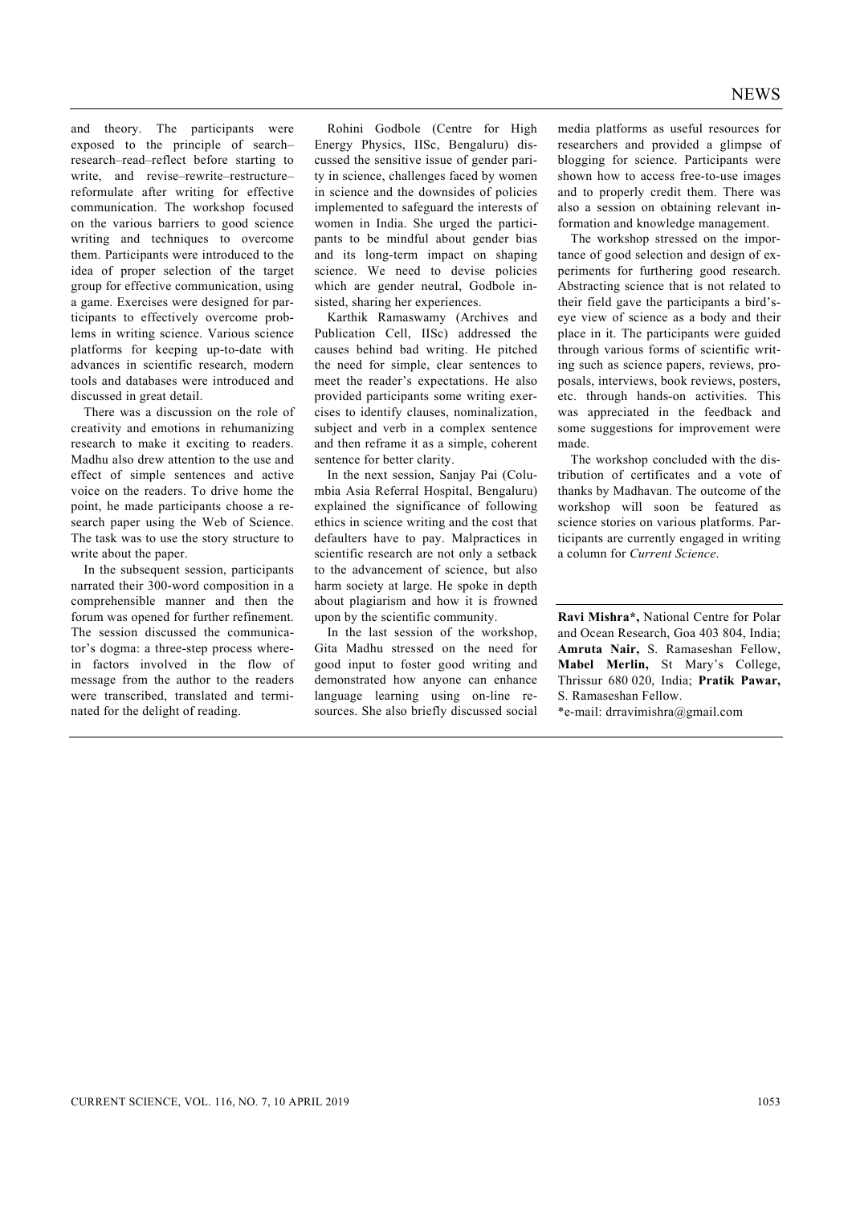and theory. The participants were exposed to the principle of search–research–read–reflect before starting to write, and revise–rewrite–restructure–reformulate after writing for effective communication. The workshop focused on the various barriers to good science writing and techniques to overcome them. Participants were introduced to the idea of proper selection of the target group for effective communication, using a game. Exercises were designed for participants to effectively overcome problems in writing science. Various science platforms for keeping up-to-date with advances in scientific research, modern tools and databases were introduced and discussed in great detail.

There was a discussion on the role of creativity and emotions in rehumanizing research to make it exciting to readers. Madhu also drew attention to the use and effect of simple sentences and active voice on the readers. To drive home the point, he made participants choose a research paper using the Web of Science. The task was to use the story structure to write about the paper.

In the subsequent session, participants narrated their 300-word composition in a comprehensible manner and then the forum was opened for further refinement. The session discussed the communicator's dogma: a three-step process wherein factors involved in the flow of message from the author to the readers were transcribed, translated and terminated for the delight of reading.

Rohini Godbole (Centre for High Energy Physics, IISc, Bengaluru) discussed the sensitive issue of gender parity in science, challenges faced by women in science and the downsides of policies implemented to safeguard the interests of women in India. She urged the participants to be mindful about gender bias and its long-term impact on shaping science. We need to devise policies which are gender neutral, Godbole insisted, sharing her experiences.

Karthik Ramaswamy (Archives and Publication Cell, IISc) addressed the causes behind bad writing. He pitched the need for simple, clear sentences to meet the reader's expectations. He also provided participants some writing exercises to identify clauses, nominalization, subject and verb in a complex sentence and then reframe it as a simple, coherent sentence for better clarity.

In the next session, Sanjay Pai (Columbia Asia Referral Hospital, Bengaluru) explained the significance of following ethics in science writing and the cost that defaulters have to pay. Malpractices in scientific research are not only a setback to the advancement of science, but also harm society at large. He spoke in depth about plagiarism and how it is frowned upon by the scientific community.

In the last session of the workshop, Gita Madhu stressed on the need for good input to foster good writing and demonstrated how anyone can enhance language learning using on-line resources. She also briefly discussed social media platforms as useful resources for researchers and provided a glimpse of blogging for science. Participants were shown how to access free-to-use images and to properly credit them. There was also a session on obtaining relevant information and knowledge management.

The workshop stressed on the importance of good selection and design of experiments for furthering good research. Abstracting science that is not related to their field gave the participants a bird's-eye view of science as a body and their place in it. The participants were guided through various forms of scientific writing such as science papers, reviews, proposals, interviews, book reviews, posters, etc. through hands-on activities. This was appreciated in the feedback and some suggestions for improvement were made.

The workshop concluded with the distribution of certificates and a vote of thanks by Madhavan. The outcome of the workshop will soon be featured as science stories on various platforms. Participants are currently engaged in writing a column for *Current Science*.

---

**Ravi Mishra\*,** National Centre for Polar and Ocean Research, Goa 403 804, India; **Amruta Nair,** S. Ramaseshan Fellow, **Mabel Merlin,** St Mary's College, Thrissur 680 020, India; **Pratik Pawar,** S. Ramaseshan Fellow.

\*e-mail: drravimishra@gmail.com